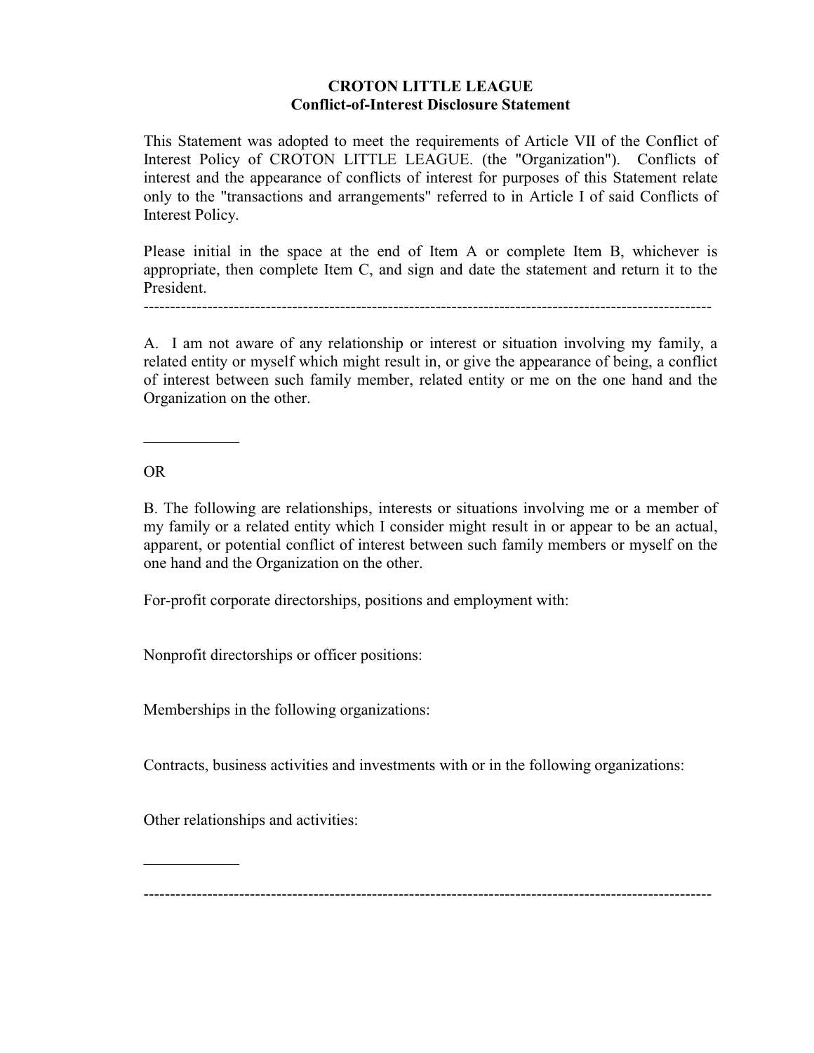# CROTON LITTLE LEAGUE
## Conflict-of-Interest Disclosure Statement

This Statement was adopted to meet the requirements of Article VII of the Conflict of Interest Policy of CROTON LITTLE LEAGUE. (the "Organization"). Conflicts of interest and the appearance of conflicts of interest for purposes of this Statement relate only to the "transactions and arrangements" referred to in Article I of said Conflicts of Interest Policy.

Please initial in the space at the end of Item A or complete Item B, whichever is appropriate, then complete Item C, and sign and date the statement and return it to the President.

---

A. I am not aware of any relationship or interest or situation involving my family, a related entity or myself which might result in, or give the appearance of being, a conflict of interest between such family member, related entity or me on the one hand and the Organization on the other.

____________

OR

B. The following are relationships, interests or situations involving me or a member of my family or a related entity which I consider might result in or appear to be an actual, apparent, or potential conflict of interest between such family members or myself on the one hand and the Organization on the other.

For-profit corporate directorships, positions and employment with:

Nonprofit directorships or officer positions:

Memberships in the following organizations:

Contracts, business activities and investments with or in the following organizations:

Other relationships and activities:

____________

---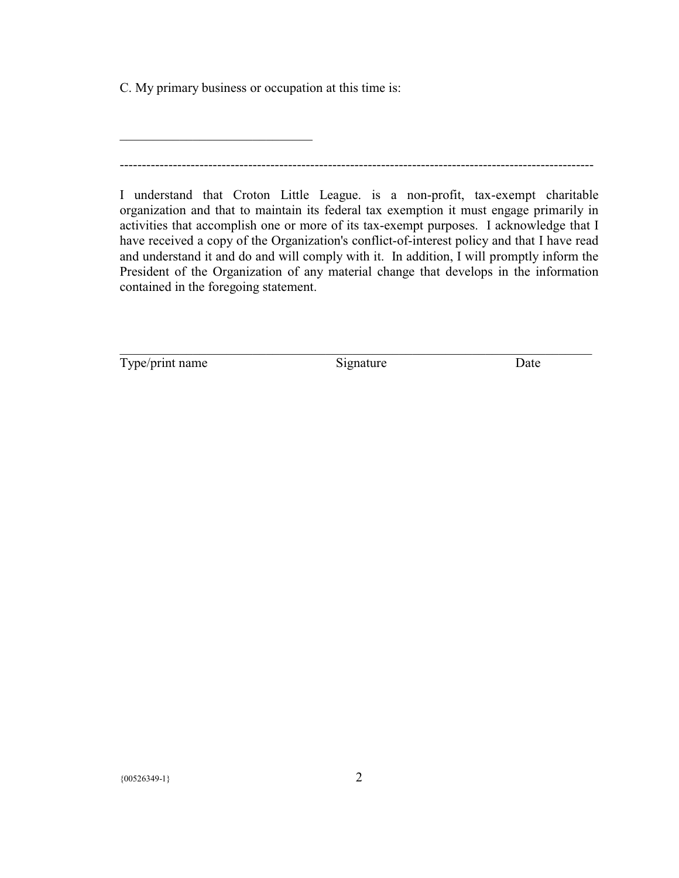C. My primary business or occupation at this time is:

______________________________

---

I understand that Croton Little League. is a non-profit, tax-exempt charitable organization and that to maintain its federal tax exemption it must engage primarily in activities that accomplish one or more of its tax-exempt purposes. I acknowledge that I have received a copy of the Organization's conflict-of-interest policy and that I have read and understand it and do and will comply with it. In addition, I will promptly inform the President of the Organization of any material change that develops in the information contained in the foregoing statement.

______________________________________________________________________________

Type/print name                    Signature                    Date

{00526349-1}